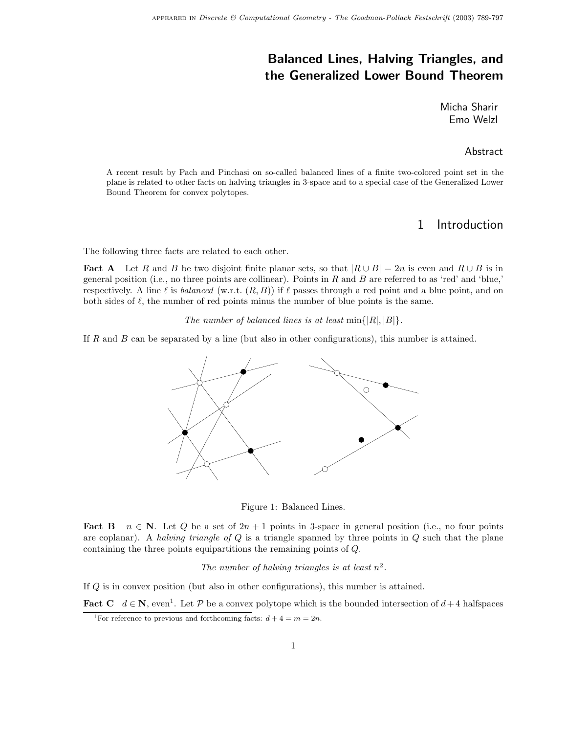# Balanced Lines, Halving Triangles, and the Generalized Lower Bound Theorem

Micha Sharir
Emo Welzl

## Abstract

A recent result by Pach and Pinchasi on so-called balanced lines of a finite two-colored point set in the plane is related to other facts on halving triangles in 3-space and to a special case of the Generalized Lower Bound Theorem for convex polytopes.

## 1 Introduction

The following three facts are related to each other.

**Fact A** Let $R$ and $B$ be two disjoint finite planar sets, so that $|R \cup B| = 2n$ is even and $R \cup B$ is in general position (i.e., no three points are collinear). Points in $R$ and $B$ are referred to as 'red' and 'blue,' respectively. A line $\ell$ is *balanced* (w.r.t. $(R, B)$) if $\ell$ passes through a red point and a blue point, and on both sides of $\ell$, the number of red points minus the number of blue points is the same.

*The number of balanced lines is at least* $\min\{|R|, |B|\}$.

If $R$ and $B$ can be separated by a line (but also in other configurations), this number is attained.

Figure 1: Balanced Lines.

**Fact B** $n \in \mathbf{N}$. Let $Q$ be a set of $2n + 1$ points in 3-space in general position (i.e., no four points are coplanar). A *halving triangle of* $Q$ is a triangle spanned by three points in $Q$ such that the plane containing the three points equipartitions the remaining points of $Q$.

*The number of halving triangles is at least* $n^2$.

If $Q$ is in convex position (but also in other configurations), this number is attained.

**Fact C** $d \in \mathbf{N}$, even[1]. Let $\mathcal{P}$ be a convex polytope which is the bounded intersection of $d + 4$ halfspaces

[1] For reference to previous and forthcoming facts: $d + 4 = m = 2n$.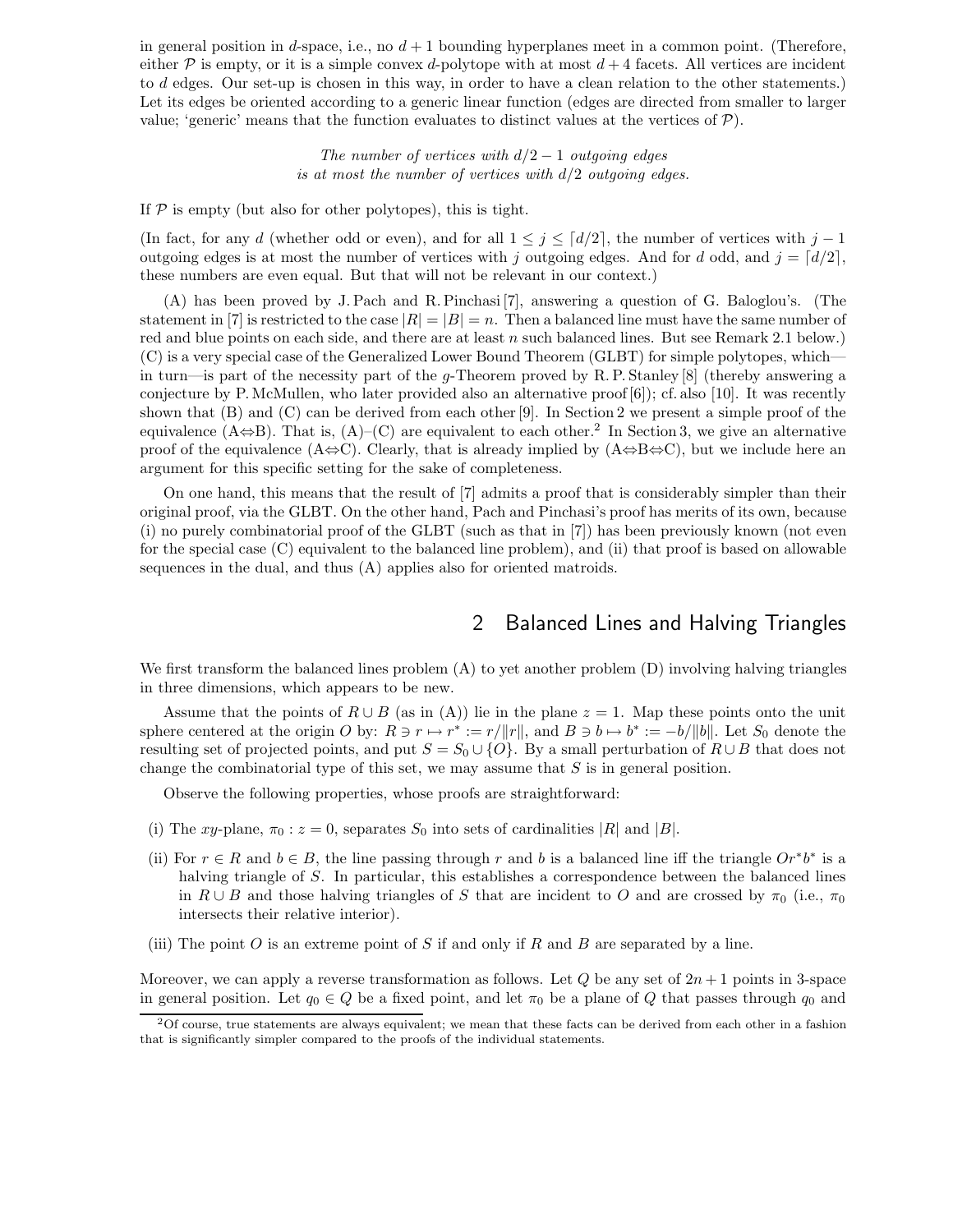in general position in $d$-space, i.e., no $d+1$ bounding hyperplanes meet in a common point. (Therefore, either $\mathcal{P}$ is empty, or it is a simple convex $d$-polytope with at most $d+4$ facets. All vertices are incident to $d$ edges. Our set-up is chosen in this way, in order to have a clean relation to the other statements.) Let its edges be oriented according to a generic linear function (edges are directed from smaller to larger value; 'generic' means that the function evaluates to distinct values at the vertices of $\mathcal{P}$).

*The number of vertices with $d/2-1$ outgoing edges*
*is at most the number of vertices with $d/2$ outgoing edges.*

If $\mathcal{P}$ is empty (but also for other polytopes), this is tight.

(In fact, for any $d$ (whether odd or even), and for all $1 \leq j \leq \lceil d/2 \rceil$, the number of vertices with $j-1$ outgoing edges is at most the number of vertices with $j$ outgoing edges. And for $d$ odd, and $j = \lceil d/2 \rceil$, these numbers are even equal. But that will not be relevant in our context.)

(A) has been proved by J. Pach and R. Pinchasi [7], answering a question of G. Baloglou's. (The statement in [7] is restricted to the case $|R| = |B| = n$. Then a balanced line must have the same number of red and blue points on each side, and there are at least $n$ such balanced lines. But see Remark 2.1 below.) (C) is a very special case of the Generalized Lower Bound Theorem (GLBT) for simple polytopes, which—in turn—is part of the necessity part of the $g$-Theorem proved by R. P. Stanley [8] (thereby answering a conjecture by P. McMullen, who later provided also an alternative proof [6]); cf. also [10]. It was recently shown that (B) and (C) can be derived from each other [9]. In Section 2 we present a simple proof of the equivalence (A⇔B). That is, (A)–(C) are equivalent to each other.[2] In Section 3, we give an alternative proof of the equivalence (A⇔C). Clearly, that is already implied by (A⇔B⇔C), but we include here an argument for this specific setting for the sake of completeness.

On one hand, this means that the result of [7] admits a proof that is considerably simpler than their original proof, via the GLBT. On the other hand, Pach and Pinchasi's proof has merits of its own, because (i) no purely combinatorial proof of the GLBT (such as that in [7]) has been previously known (not even for the special case (C) equivalent to the balanced line problem), and (ii) that proof is based on allowable sequences in the dual, and thus (A) applies also for oriented matroids.

## 2 Balanced Lines and Halving Triangles

We first transform the balanced lines problem (A) to yet another problem (D) involving halving triangles in three dimensions, which appears to be new.

Assume that the points of $R \cup B$ (as in (A)) lie in the plane $z = 1$. Map these points onto the unit sphere centered at the origin $O$ by: $R \ni r \mapsto r^* := r/\|r\|$, and $B \ni b \mapsto b^* := -b/\|b\|$. Let $S_0$ denote the resulting set of projected points, and put $S = S_0 \cup \{O\}$. By a small perturbation of $R \cup B$ that does not change the combinatorial type of this set, we may assume that $S$ is in general position.

Observe the following properties, whose proofs are straightforward:

(i) The $xy$-plane, $\pi_0 : z = 0$, separates $S_0$ into sets of cardinalities $|R|$ and $|B|$.

(ii) For $r \in R$ and $b \in B$, the line passing through $r$ and $b$ is a balanced line iff the triangle $Or^*b^*$ is a halving triangle of $S$. In particular, this establishes a correspondence between the balanced lines in $R \cup B$ and those halving triangles of $S$ that are incident to $O$ and are crossed by $\pi_0$ (i.e., $\pi_0$ intersects their relative interior).

(iii) The point $O$ is an extreme point of $S$ if and only if $R$ and $B$ are separated by a line.

Moreover, we can apply a reverse transformation as follows. Let $Q$ be any set of $2n+1$ points in 3-space in general position. Let $q_0 \in Q$ be a fixed point, and let $\pi_0$ be a plane of $Q$ that passes through $q_0$ and

[2] Of course, true statements are always equivalent; we mean that these facts can be derived from each other in a fashion that is significantly simpler compared to the proofs of the individual statements.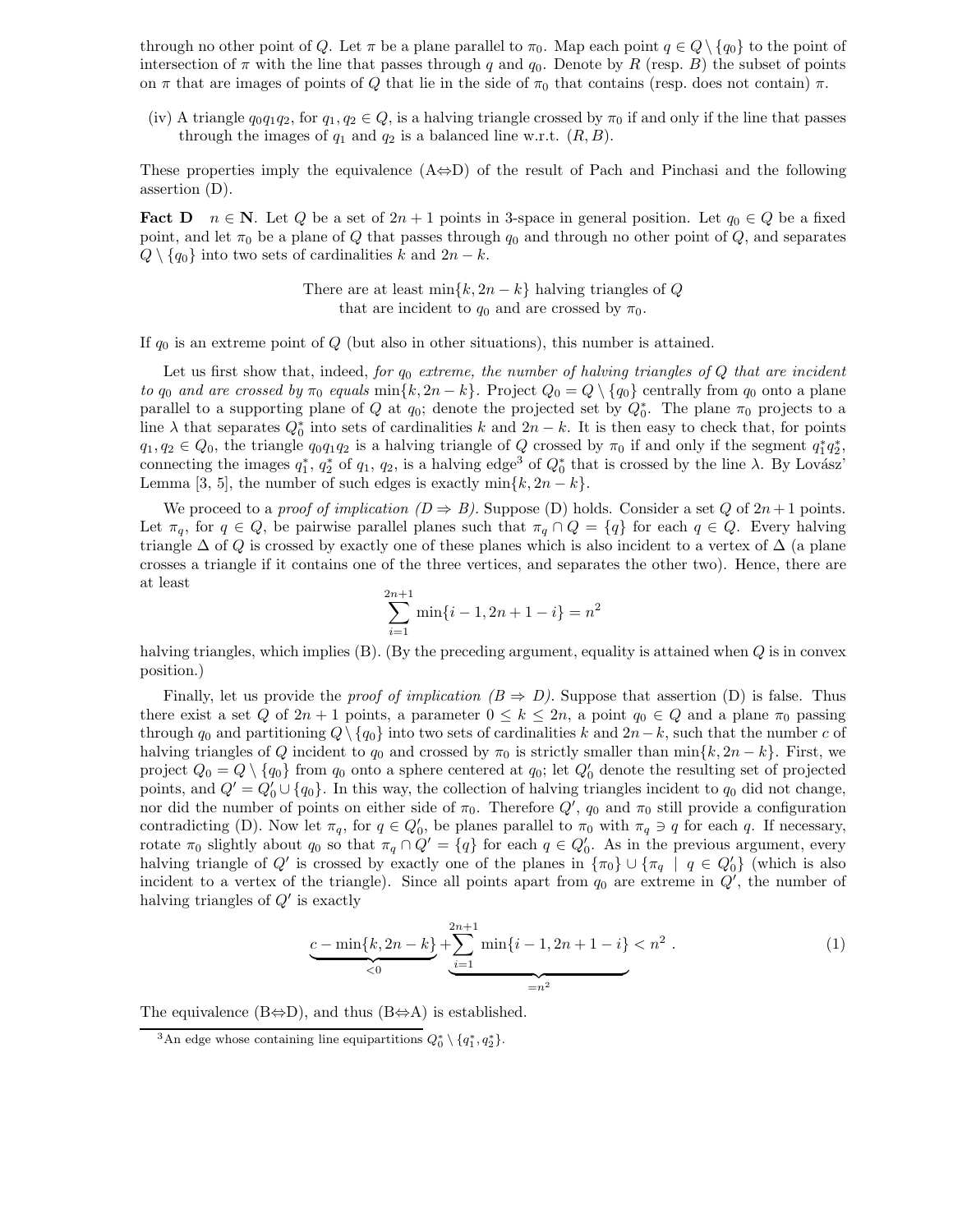through no other point of $Q$. Let $\pi$ be a plane parallel to $\pi_0$. Map each point $q \in Q \setminus \{q_0\}$ to the point of intersection of $\pi$ with the line that passes through $q$ and $q_0$. Denote by $R$ (resp. $B$) the subset of points on $\pi$ that are images of points of $Q$ that lie in the side of $\pi_0$ that contains (resp. does not contain) $\pi$.

(iv) A triangle $q_0q_1q_2$, for $q_1, q_2 \in Q$, is a halving triangle crossed by $\pi_0$ if and only if the line that passes through the images of $q_1$ and $q_2$ is a balanced line w.r.t. $(R, B)$.

These properties imply the equivalence (A⇔D) of the result of Pach and Pinchasi and the following assertion (D).

**Fact D** $n \in \mathbf{N}$. Let $Q$ be a set of $2n+1$ points in 3-space in general position. Let $q_0 \in Q$ be a fixed point, and let $\pi_0$ be a plane of $Q$ that passes through $q_0$ and through no other point of $Q$, and separates $Q \setminus \{q_0\}$ into two sets of cardinalities $k$ and $2n-k$.

There are at least $\min\{k, 2n-k\}$ halving triangles of $Q$ that are incident to $q_0$ and are crossed by $\pi_0$.

If $q_0$ is an extreme point of $Q$ (but also in other situations), this number is attained.

Let us first show that, indeed, *for $q_0$ extreme, the number of halving triangles of $Q$ that are incident to $q_0$ and are crossed by $\pi_0$ equals $\min\{k, 2n-k\}$*. Project $Q_0 = Q \setminus \{q_0\}$ centrally from $q_0$ onto a plane parallel to a supporting plane of $Q$ at $q_0$; denote the projected set by $Q_0^*$. The plane $\pi_0$ projects to a line $\lambda$ that separates $Q_0^*$ into sets of cardinalities $k$ and $2n-k$. It is then easy to check that, for points $q_1, q_2 \in Q_0$, the triangle $q_0q_1q_2$ is a halving triangle of $Q$ crossed by $\pi_0$ if and only if the segment $q_1^*q_2^*$, connecting the images $q_1^*$, $q_2^*$ of $q_1$, $q_2$, is a halving edge[3] of $Q_0^*$ that is crossed by the line $\lambda$. By Lovász' Lemma [3, 5], the number of such edges is exactly $\min\{k, 2n-k\}$.

We proceed to a *proof of implication (D ⇒ B)*. Suppose (D) holds. Consider a set $Q$ of $2n+1$ points. Let $\pi_q$, for $q \in Q$, be pairwise parallel planes such that $\pi_q \cap Q = \{q\}$ for each $q \in Q$. Every halving triangle $\Delta$ of $Q$ is crossed by exactly one of these planes which is also incident to a vertex of $\Delta$ (a plane crosses a triangle if it contains one of the three vertices, and separates the other two). Hence, there are at least

$$\sum_{i=1}^{2n+1} \min\{i-1, 2n+1-i\} = n^2$$

halving triangles, which implies (B). (By the preceding argument, equality is attained when $Q$ is in convex position.)

Finally, let us provide the *proof of implication (B ⇒ D)*. Suppose that assertion (D) is false. Thus there exist a set $Q$ of $2n+1$ points, a parameter $0 \leq k \leq 2n$, a point $q_0 \in Q$ and a plane $\pi_0$ passing through $q_0$ and partitioning $Q \setminus \{q_0\}$ into two sets of cardinalities $k$ and $2n-k$, such that the number $c$ of halving triangles of $Q$ incident to $q_0$ and crossed by $\pi_0$ is strictly smaller than $\min\{k, 2n-k\}$. First, we project $Q_0 = Q \setminus \{q_0\}$ from $q_0$ onto a sphere centered at $q_0$; let $Q_0'$ denote the resulting set of projected points, and $Q' = Q_0' \cup \{q_0\}$. In this way, the collection of halving triangles incident to $q_0$ did not change, nor did the number of points on either side of $\pi_0$. Therefore $Q'$, $q_0$ and $\pi_0$ still provide a configuration contradicting (D). Now let $\pi_q$, for $q \in Q_0'$, be planes parallel to $\pi_0$ with $\pi_q \ni q$ for each $q$. If necessary, rotate $\pi_0$ slightly about $q_0$ so that $\pi_q \cap Q' = \{q\}$ for each $q \in Q_0'$. As in the previous argument, every halving triangle of $Q'$ is crossed by exactly one of the planes in $\{\pi_0\} \cup \{\pi_q \mid q \in Q_0'\}$ (which is also incident to a vertex of the triangle). Since all points apart from $q_0$ are extreme in $Q'$, the number of halving triangles of $Q'$ is exactly

$$\underbrace{c - \min\{k, 2n-k\}}_{<0} + \underbrace{\sum_{i=1}^{2n+1} \min\{i-1, 2n+1-i\}}_{=n^2} < n^2 \ . \tag{1}$$

The equivalence (B⇔D), and thus (B⇔A) is established.

[3] An edge whose containing line equipartitions $Q_0^* \setminus \{q_1^*, q_2^*\}$.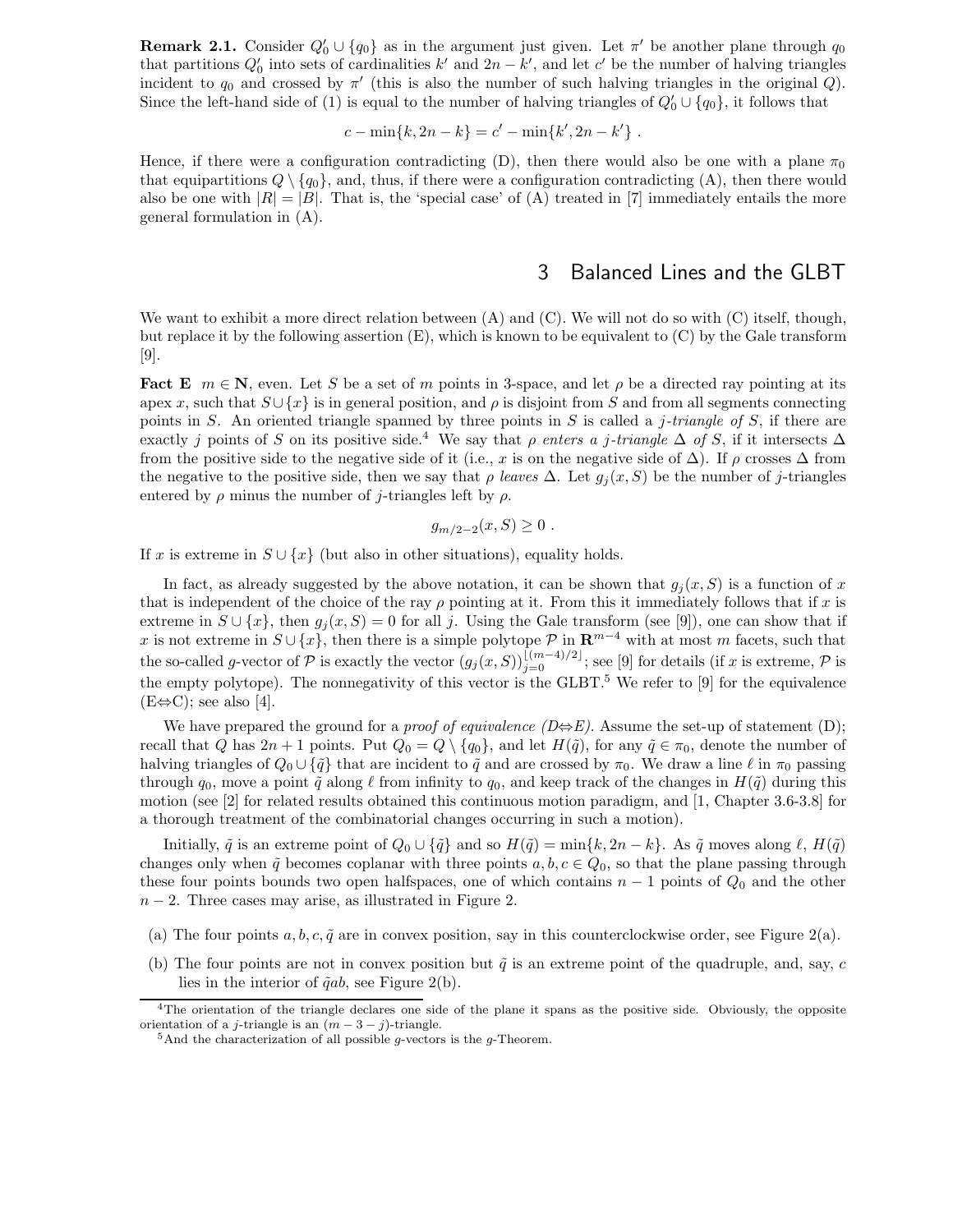**Remark 2.1.** Consider $Q_0' \cup \{q_0\}$ as in the argument just given. Let $\pi'$ be another plane through $q_0$ that partitions $Q_0'$ into sets of cardinalities $k'$ and $2n-k'$, and let $c'$ be the number of halving triangles incident to $q_0$ and crossed by $\pi'$ (this is also the number of such halving triangles in the original $Q$). Since the left-hand side of (1) is equal to the number of halving triangles of $Q_0' \cup \{q_0\}$, it follows that

$$c - \min\{k, 2n-k\} = c' - \min\{k', 2n-k'\} .$$

Hence, if there were a configuration contradicting (D), then there would also be one with a plane $\pi_0$ that equipartitions $Q \setminus \{q_0\}$, and, thus, if there were a configuration contradicting (A), then there would also be one with $|R| = |B|$. That is, the 'special case' of (A) treated in [7] immediately entails the more general formulation in (A).

## 3 Balanced Lines and the GLBT

We want to exhibit a more direct relation between (A) and (C). We will not do so with (C) itself, though, but replace it by the following assertion (E), which is known to be equivalent to (C) by the Gale transform [9].

**Fact E** $m \in \mathbf{N}$, even. Let $S$ be a set of $m$ points in 3-space, and let $\rho$ be a directed ray pointing at its apex $x$, such that $S \cup \{x\}$ is in general position, and $\rho$ is disjoint from $S$ and from all segments connecting points in $S$. An oriented triangle spanned by three points in $S$ is called a *$j$-triangle of $S$*, if there are exactly $j$ points of $S$ on its positive side.[4] We say that $\rho$ *enters a $j$-triangle $\Delta$ of $S$*, if it intersects $\Delta$ from the positive side to the negative side of it (i.e., $x$ is on the negative side of $\Delta$). If $\rho$ crosses $\Delta$ from the negative to the positive side, then we say that $\rho$ *leaves* $\Delta$. Let $g_j(x, S)$ be the number of $j$-triangles entered by $\rho$ minus the number of $j$-triangles left by $\rho$.

$$g_{m/2-2}(x, S) \geq 0 .$$

If $x$ is extreme in $S \cup \{x\}$ (but also in other situations), equality holds.

In fact, as already suggested by the above notation, it can be shown that $g_j(x, S)$ is a function of $x$ that is independent of the choice of the ray $\rho$ pointing at it. From this it immediately follows that if $x$ is extreme in $S \cup \{x\}$, then $g_j(x, S) = 0$ for all $j$. Using the Gale transform (see [9]), one can show that if $x$ is not extreme in $S \cup \{x\}$, then there is a simple polytope $\mathcal{P}$ in $\mathbf{R}^{m-4}$ with at most $m$ facets, such that the so-called $g$-vector of $\mathcal{P}$ is exactly the vector $(g_j(x, S))_{j=0}^{\lfloor (m-4)/2 \rfloor}$; see [9] for details (if $x$ is extreme, $\mathcal{P}$ is the empty polytope). The nonnegativity of this vector is the GLBT.[5] We refer to [9] for the equivalence (E$\Leftrightarrow$C); see also [4].

We have prepared the ground for a *proof of equivalence (D$\Leftrightarrow$E)*. Assume the set-up of statement (D); recall that $Q$ has $2n+1$ points. Put $Q_0 = Q \setminus \{q_0\}$, and let $H(\tilde{q})$, for any $\tilde{q} \in \pi_0$, denote the number of halving triangles of $Q_0 \cup \{\tilde{q}\}$ that are incident to $\tilde{q}$ and are crossed by $\pi_0$. We draw a line $\ell$ in $\pi_0$ passing through $q_0$, move a point $\tilde{q}$ along $\ell$ from infinity to $q_0$, and keep track of the changes in $H(\tilde{q})$ during this motion (see [2] for related results obtained this continuous motion paradigm, and [1, Chapter 3.6-3.8] for a thorough treatment of the combinatorial changes occurring in such a motion).

Initially, $\tilde{q}$ is an extreme point of $Q_0 \cup \{\tilde{q}\}$ and so $H(\tilde{q}) = \min\{k, 2n-k\}$. As $\tilde{q}$ moves along $\ell$, $H(\tilde{q})$ changes only when $\tilde{q}$ becomes coplanar with three points $a, b, c \in Q_0$, so that the plane passing through these four points bounds two open halfspaces, one of which contains $n-1$ points of $Q_0$ and the other $n-2$. Three cases may arise, as illustrated in Figure 2.

(a) The four points $a, b, c, \tilde{q}$ are in convex position, say in this counterclockwise order, see Figure 2(a).

(b) The four points are not in convex position but $\tilde{q}$ is an extreme point of the quadruple, and, say, $c$ lies in the interior of $\tilde{q}ab$, see Figure 2(b).

[4] The orientation of the triangle declares one side of the plane it spans as the positive side. Obviously, the opposite orientation of a $j$-triangle is an $(m-3-j)$-triangle.

[5] And the characterization of all possible $g$-vectors is the $g$-Theorem.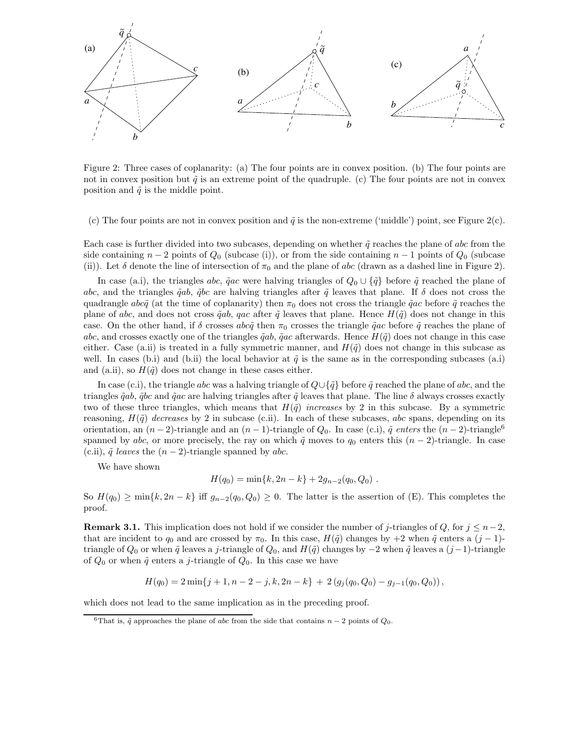Figure 2: Three cases of coplanarity: (a) The four points are in convex position. (b) The four points are not in convex position but $\tilde{q}$ is an extreme point of the quadruple. (c) The four points are not in convex position and $\tilde{q}$ is the middle point.

(c) The four points are not in convex position and $\tilde{q}$ is the non-extreme ('middle') point, see Figure 2(c).

Each case is further divided into two subcases, depending on whether $\tilde{q}$ reaches the plane of $abc$ from the side containing $n-2$ points of $Q_0$ (subcase (i)), or from the side containing $n-1$ points of $Q_0$ (subcase (ii)). Let $\delta$ denote the line of intersection of $\pi_0$ and the plane of $abc$ (drawn as a dashed line in Figure 2).

In case (a.i), the triangles $abc$, $\tilde{q}ac$ were halving triangles of $Q_0 \cup \{\tilde{q}\}$ before $\tilde{q}$ reached the plane of $abc$, and the triangles $\tilde{q}ab$, $\tilde{q}bc$ are halving triangles after $\tilde{q}$ leaves that plane. If $\delta$ does not cross the quadrangle $abc\tilde{q}$ (at the time of coplanarity) then $\pi_0$ does not cross the triangle $\tilde{q}ac$ before $\tilde{q}$ reaches the plane of $abc$, and does not cross $\tilde{q}ab$, $qac$ after $\tilde{q}$ leaves that plane. Hence $H(\tilde{q})$ does not change in this case. On the other hand, if $\delta$ crosses $abc\tilde{q}$ then $\pi_0$ crosses the triangle $\tilde{q}ac$ before $\tilde{q}$ reaches the plane of $abc$, and crosses exactly one of the triangles $\tilde{q}ab$, $\tilde{q}ac$ afterwards. Hence $H(\tilde{q})$ does not change in this case either. Case (a.ii) is treated in a fully symmetric manner, and $H(\tilde{q})$ does not change in this subcase as well. In cases (b.i) and (b.ii) the local behavior at $\tilde{q}$ is the same as in the corresponding subcases (a.i) and (a.ii), so $H(\tilde{q})$ does not change in these cases either.

In case (c.i), the triangle $abc$ was a halving triangle of $Q \cup \{\tilde{q}\}$ before $\tilde{q}$ reached the plane of $abc$, and the triangles $\tilde{q}ab$, $\tilde{q}bc$ and $\tilde{q}ac$ are halving triangles after $\tilde{q}$ leaves that plane. The line $\delta$ always crosses exactly two of these three triangles, which means that $H(\tilde{q})$ *increases* by 2 in this subcase. By a symmetric reasoning, $H(\tilde{q})$ *decreases* by 2 in subcase (c.ii). In each of these subcases, $abc$ spans, depending on its orientation, an $(n-2)$-triangle and an $(n-1)$-triangle of $Q_0$. In case (c.i), $\tilde{q}$ *enters* the $(n-2)$-triangle[6] spanned by $abc$, or more precisely, the ray on which $\tilde{q}$ moves to $q_0$ enters this $(n-2)$-triangle. In case (c.ii), $\tilde{q}$ *leaves* the $(n-2)$-triangle spanned by $abc$.

We have shown

$$H(q_0) = \min\{k, 2n-k\} + 2g_{n-2}(q_0, Q_0) \ .$$

So $H(q_0) \geq \min\{k, 2n-k\}$ iff $g_{n-2}(q_0, Q_0) \geq 0$. The latter is the assertion of (E). This completes the proof.

**Remark 3.1.** This implication does not hold if we consider the number of $j$-triangles of $Q$, for $j \leq n-2$, that are incident to $q_0$ and are crossed by $\pi_0$. In this case, $H(\tilde{q})$ changes by $+2$ when $\tilde{q}$ enters a $(j-1)$-triangle of $Q_0$ or when $\tilde{q}$ leaves a $j$-triangle of $Q_0$, and $H(\tilde{q})$ changes by $-2$ when $\tilde{q}$ leaves a $(j-1)$-triangle of $Q_0$ or when $\tilde{q}$ enters a $j$-triangle of $Q_0$. In this case we have

$$H(q_0) = 2\min\{j+1, n-2-j, k, 2n-k\} \ + \ 2\left(g_j(q_0, Q_0) - g_{j-1}(q_0, Q_0)\right),$$

which does not lead to the same implication as in the preceding proof.

[6] That is, $\tilde{q}$ approaches the plane of $abc$ from the side that contains $n-2$ points of $Q_0$.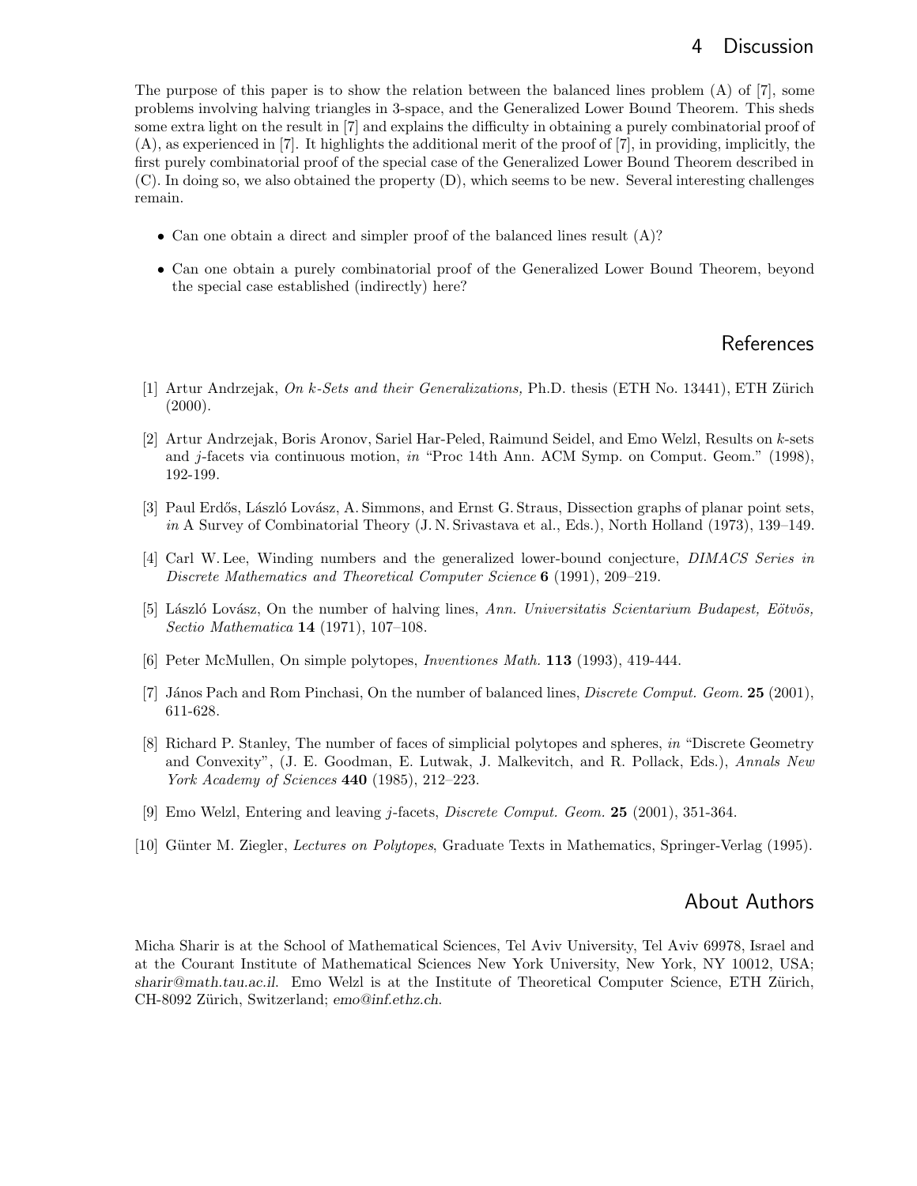## 4 Discussion

The purpose of this paper is to show the relation between the balanced lines problem (A) of [7], some problems involving halving triangles in 3-space, and the Generalized Lower Bound Theorem. This sheds some extra light on the result in [7] and explains the difficulty in obtaining a purely combinatorial proof of (A), as experienced in [7]. It highlights the additional merit of the proof of [7], in providing, implicitly, the first purely combinatorial proof of the special case of the Generalized Lower Bound Theorem described in (C). In doing so, we also obtained the property (D), which seems to be new. Several interesting challenges remain.

- Can one obtain a direct and simpler proof of the balanced lines result (A)?
- Can one obtain a purely combinatorial proof of the Generalized Lower Bound Theorem, beyond the special case established (indirectly) here?

## References

[1] Artur Andrzejak, *On k-Sets and their Generalizations,* Ph.D. thesis (ETH No. 13441), ETH Zürich (2000).

[2] Artur Andrzejak, Boris Aronov, Sariel Har-Peled, Raimund Seidel, and Emo Welzl, Results on $k$-sets and $j$-facets via continuous motion, *in* "Proc 14th Ann. ACM Symp. on Comput. Geom." (1998), 192-199.

[3] Paul Erdős, László Lovász, A. Simmons, and Ernst G. Straus, Dissection graphs of planar point sets, *in* A Survey of Combinatorial Theory (J. N. Srivastava et al., Eds.), North Holland (1973), 139–149.

[4] Carl W. Lee, Winding numbers and the generalized lower-bound conjecture, *DIMACS Series in Discrete Mathematics and Theoretical Computer Science* **6** (1991), 209–219.

[5] László Lovász, On the number of halving lines, *Ann. Universitatis Scientarium Budapest, Eötvös, Sectio Mathematica* **14** (1971), 107–108.

[6] Peter McMullen, On simple polytopes, *Inventiones Math.* **113** (1993), 419-444.

[7] János Pach and Rom Pinchasi, On the number of balanced lines, *Discrete Comput. Geom.* **25** (2001), 611-628.

[8] Richard P. Stanley, The number of faces of simplicial polytopes and spheres, *in* "Discrete Geometry and Convexity", (J. E. Goodman, E. Lutwak, J. Malkevitch, and R. Pollack, Eds.), *Annals New York Academy of Sciences* **440** (1985), 212–223.

[9] Emo Welzl, Entering and leaving $j$-facets, *Discrete Comput. Geom.* **25** (2001), 351-364.

[10] Günter M. Ziegler, *Lectures on Polytopes*, Graduate Texts in Mathematics, Springer-Verlag (1995).

## About Authors

Micha Sharir is at the School of Mathematical Sciences, Tel Aviv University, Tel Aviv 69978, Israel and at the Courant Institute of Mathematical Sciences New York University, New York, NY 10012, USA; *sharir@math.tau.ac.il*. Emo Welzl is at the Institute of Theoretical Computer Science, ETH Zürich, CH-8092 Zürich, Switzerland; *emo@inf.ethz.ch*.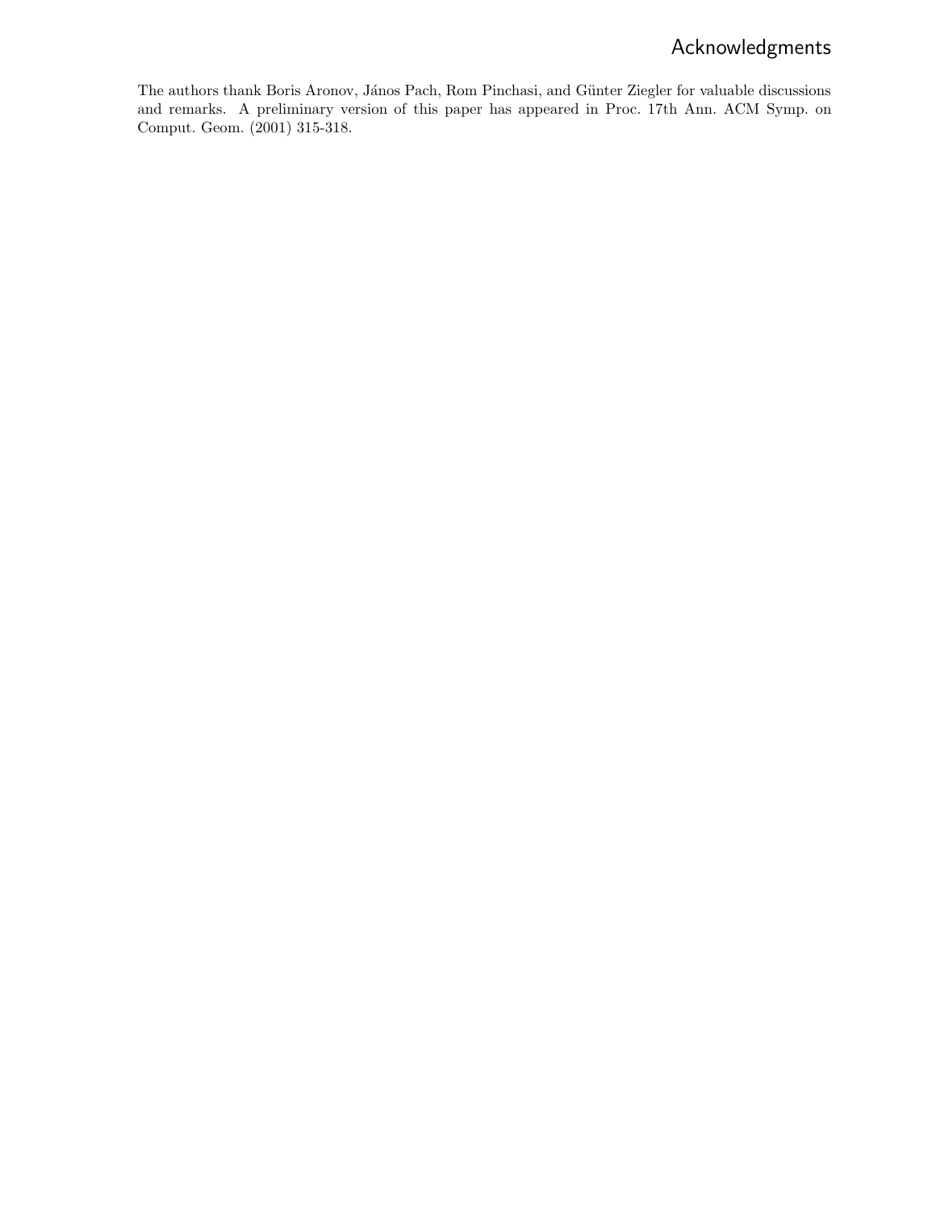## Acknowledgments

The authors thank Boris Aronov, János Pach, Rom Pinchasi, and Günter Ziegler for valuable discussions and remarks. A preliminary version of this paper has appeared in Proc. 17th Ann. ACM Symp. on Comput. Geom. (2001) 315-318.